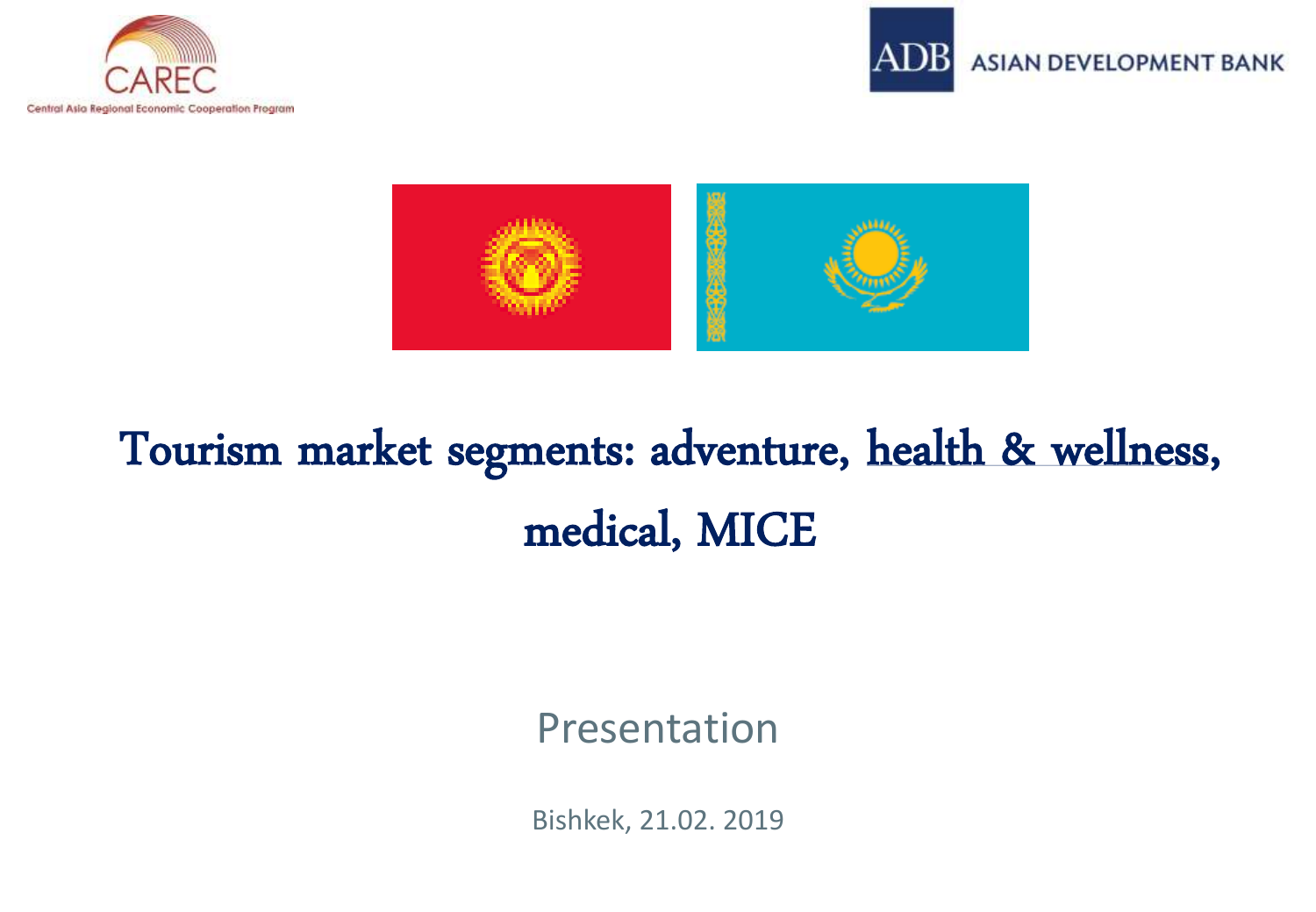CAREC
Central Asia Regional Economic Cooperation Program

ADB ASIAN DEVELOPMENT BANK

# Tourism market segments: adventure, health & wellness, medical, MICE

Presentation

Bishkek, 21.02. 2019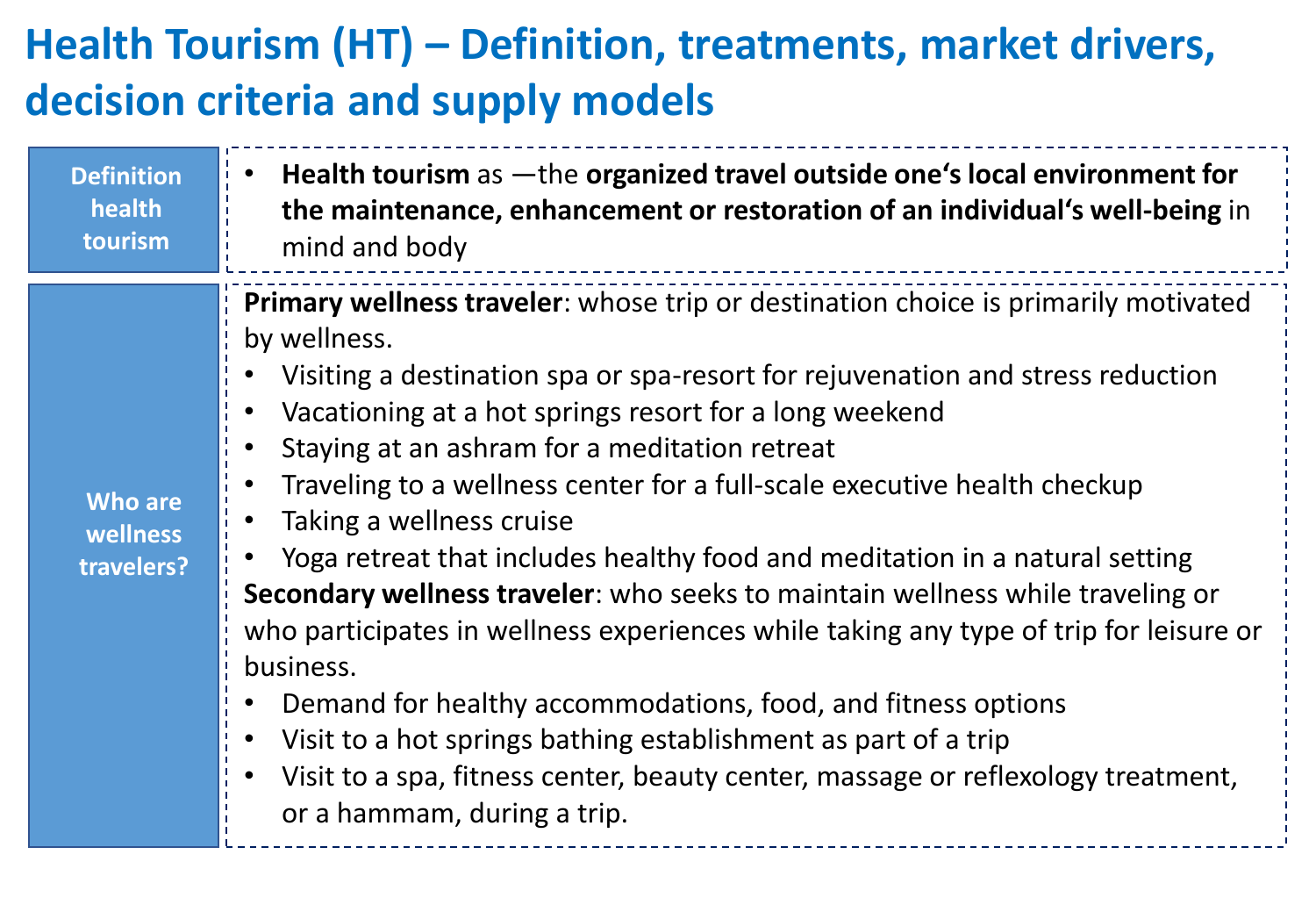# Health Tourism (HT) – Definition, treatments, market drivers, decision criteria and supply models

| | |
|---|---|
| **Definition health tourism** | • **Health tourism** as —the **organized travel outside one‘s local environment for the maintenance, enhancement or restoration of an individual‘s well-being** in mind and body |
| **Who are wellness travelers?** | **Primary wellness traveler**: whose trip or destination choice is primarily motivated by wellness.<br>• Visiting a destination spa or spa-resort for rejuvenation and stress reduction<br>• Vacationing at a hot springs resort for a long weekend<br>• Staying at an ashram for a meditation retreat<br>• Traveling to a wellness center for a full-scale executive health checkup<br>• Taking a wellness cruise<br>• Yoga retreat that includes healthy food and meditation in a natural setting<br>**Secondary wellness traveler**: who seeks to maintain wellness while traveling or who participates in wellness experiences while taking any type of trip for leisure or business.<br>• Demand for healthy accommodations, food, and fitness options<br>• Visit to a hot springs bathing establishment as part of a trip<br>• Visit to a spa, fitness center, beauty center, massage or reflexology treatment, or a hammam, during a trip. |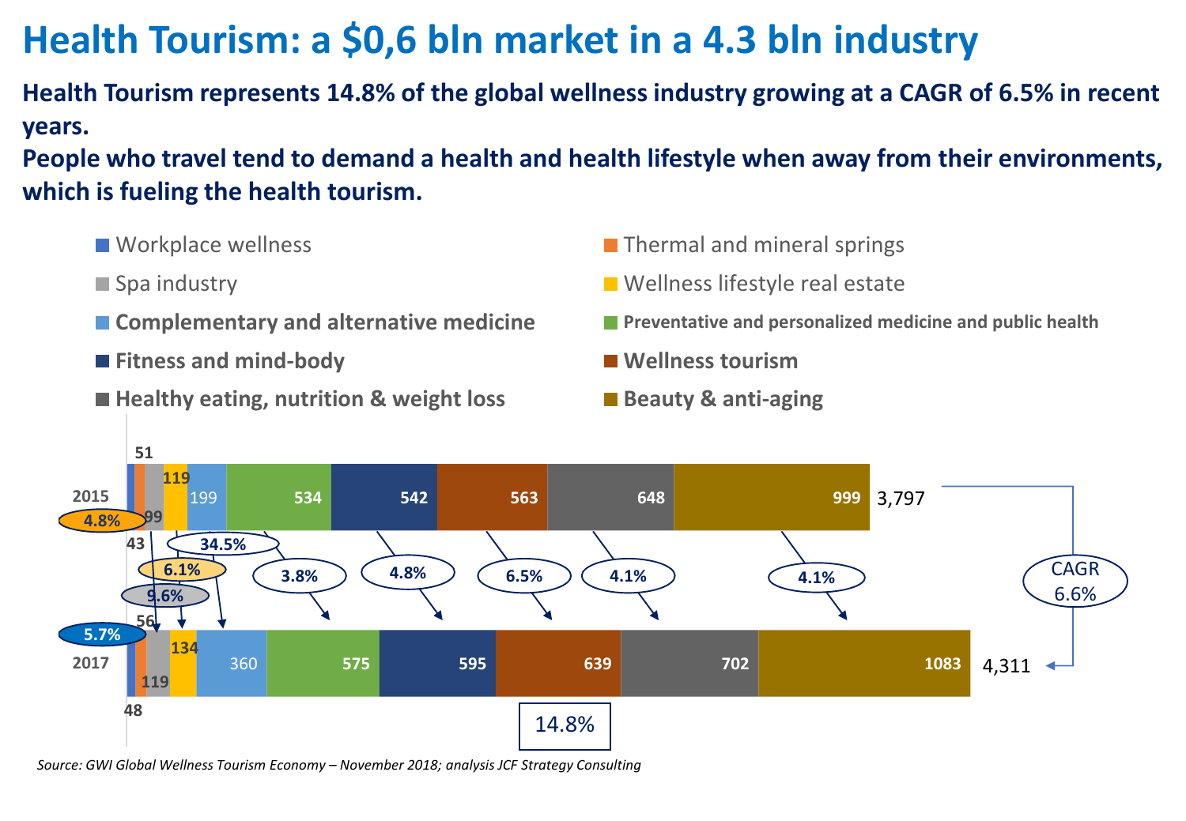# Health Tourism: a $0,6 bln market in a 4.3 bln industry

**Health Tourism represents 14.8% of the global wellness industry growing at a CAGR of 6.5% in recent years.**
**People who travel tend to demand a health and health lifestyle when away from their environments, which is fueling the health tourism.**

| Segment | 2015 | 2017 | CAGR |
|---|---|---|---|
| Workplace wellness | 43 | 48 | 5.7% |
| Thermal and mineral springs | 51 | 56 | 4.8% |
| Spa industry | 99 | 119 | 9.6% |
| Wellness lifestyle real estate | 119 | 134 | 6.1% |
| Complementary and alternative medicine | 199 | 360 | 34.5% |
| Preventative and personalized medicine and public health | 534 | 575 | 3.8% |
| Fitness and mind-body | 542 | 595 | 4.8% |
| Wellness tourism | 563 | 639 | 6.5% |
| Healthy eating, nutrition & weight loss | 648 | 702 | 4.1% |
| Beauty & anti-aging | 999 | 1083 | 4.1% |
| **Total** | 3,797 | 4,311 | CAGR 6.6% |

14.8%

*Source: GWI Global Wellness Tourism Economy – November 2018; analysis JCF Strategy Consulting*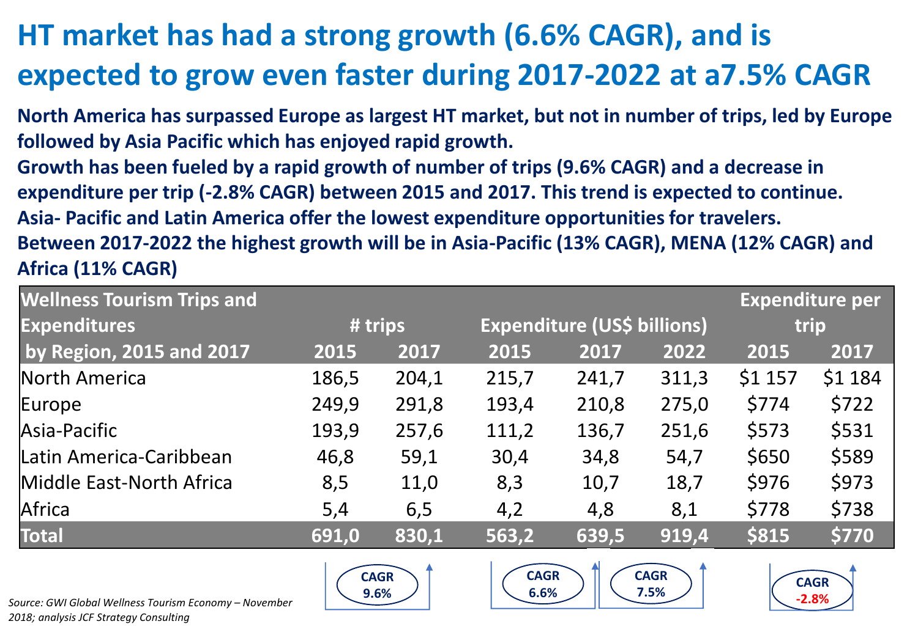# HT market has had a strong growth (6.6% CAGR), and is expected to grow even faster during 2017-2022 at a7.5% CAGR

**North America has surpassed Europe as largest HT market, but not in number of trips, led by Europe followed by Asia Pacific which has enjoyed rapid growth.**

**Growth has been fueled by a rapid growth of number of trips (9.6% CAGR) and a decrease in expenditure per trip (-2.8% CAGR) between 2015 and 2017. This trend is expected to continue.**

**Asia- Pacific and Latin America offer the lowest expenditure opportunities for travelers.**

**Between 2017-2022 the highest growth will be in Asia-Pacific (13% CAGR), MENA (12% CAGR) and Africa (11% CAGR)**

| Wellness Tourism Trips and Expenditures by Region, 2015 and 2017 | # trips | | Expenditure (US$ billions) | | | Expenditure per trip | |
|---|---|---|---|---|---|---|---|
| | 2015 | 2017 | 2015 | 2017 | 2022 | 2015 | 2017 |
| North America | 186,5 | 204,1 | 215,7 | 241,7 | 311,3 | $1 157 | $1 184 |
| Europe | 249,9 | 291,8 | 193,4 | 210,8 | 275,0 | $774 | $722 |
| Asia-Pacific | 193,9 | 257,6 | 111,2 | 136,7 | 251,6 | $573 | $531 |
| Latin America-Caribbean | 46,8 | 59,1 | 30,4 | 34,8 | 54,7 | $650 | $589 |
| Middle East-North Africa | 8,5 | 11,0 | 8,3 | 10,7 | 18,7 | $976 | $973 |
| Africa | 5,4 | 6,5 | 4,2 | 4,8 | 8,1 | $778 | $738 |
| **Total** | **691,0** | **830,1** | **563,2** | **639,5** | **919,4** | **$815** | **$770** |
| | CAGR 9.6% | | CAGR 6.6% | | CAGR 7.5% | CAGR -2.8% | |

*Source: GWI Global Wellness Tourism Economy – November 2018; analysis JCF Strategy Consulting*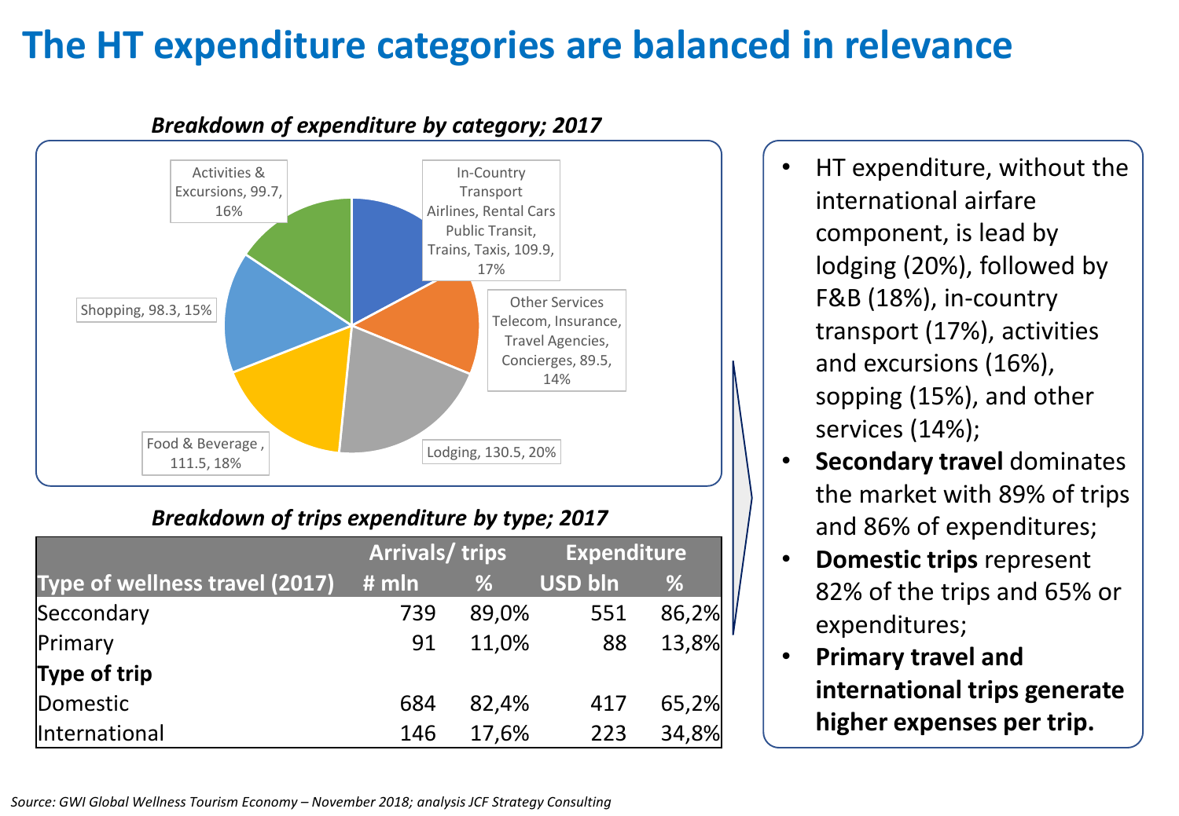# The HT expenditure categories are balanced in relevance

***Breakdown of expenditure by category; 2017***

| Category | USD bln | % |
|---|---|---|
| In-Country Transport Airlines, Rental Cars Public Transit, Trains, Taxis | 109.9 | 17% |
| Other Services Telecom, Insurance, Travel Agencies, Concierges | 89.5 | 14% |
| Lodging | 130.5 | 20% |
| Food & Beverage | 111.5 | 18% |
| Shopping | 98.3 | 15% |
| Activities & Excursions | 99.7 | 16% |

***Breakdown of trips expenditure by type; 2017***

| | Arrivals/ trips | | Expenditure | |
|---|---|---|---|---|
| **Type of wellness travel (2017)** | **# mln** | **%** | **USD bln** | **%** |
| Seccondary | 739 | 89,0% | 551 | 86,2% |
| Primary | 91 | 11,0% | 88 | 13,8% |
| **Type of trip** | | | | |
| Domestic | 684 | 82,4% | 417 | 65,2% |
| International | 146 | 17,6% | 223 | 34,8% |

- HT expenditure, without the international airfare component, is lead by lodging (20%), followed by F&B (18%), in-country transport (17%), activities and excursions (16%), sopping (15%), and other services (14%);
- **Secondary travel** dominates the market with 89% of trips and 86% of expenditures;
- **Domestic trips** represent 82% of the trips and 65% or expenditures;
- **Primary travel and international trips generate higher expenses per trip.**

*Source: GWI Global Wellness Tourism Economy – November 2018; analysis JCF Strategy Consulting*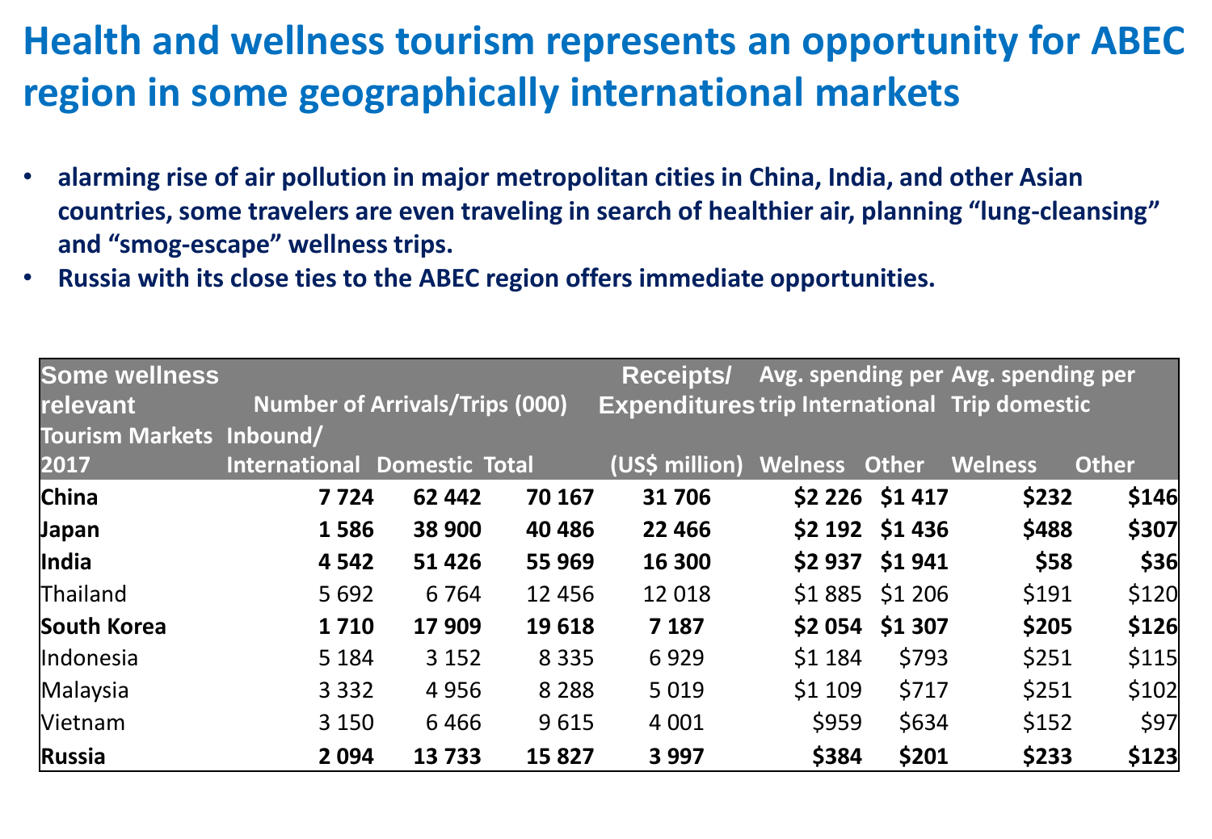# Health and wellness tourism represents an opportunity for ABEC region in some geographically international markets

- **alarming rise of air pollution in major metropolitan cities in China, India, and other Asian countries, some travelers are even traveling in search of healthier air, planning "lung-cleansing" and "smog-escape" wellness trips.**
- **Russia with its close ties to the ABEC region offers immediate opportunities.**

| Some wellness relevant Tourism Markets 2017 | Number of Arrivals/Trips (000) | | | Receipts/ Expenditures | Avg. spending per trip International | | Avg. spending per Trip domestic | |
|---|---|---|---|---|---|---|---|---|
| | Inbound/ International | Domestic | Total | (US$ million) | Welness | Other | Welness | Other |
| **China** | **7 724** | **62 442** | **70 167** | **31 706** | **$2 226** | **$1 417** | **$232** | **$146** |
| **Japan** | **1 586** | **38 900** | **40 486** | **22 466** | **$2 192** | **$1 436** | **$488** | **$307** |
| **India** | **4 542** | **51 426** | **55 969** | **16 300** | **$2 937** | **$1 941** | **$58** | **$36** |
| Thailand | 5 692 | 6 764 | 12 456 | 12 018 | $1 885 | $1 206 | $191 | $120 |
| **South Korea** | **1 710** | **17 909** | **19 618** | **7 187** | **$2 054** | **$1 307** | **$205** | **$126** |
| Indonesia | 5 184 | 3 152 | 8 335 | 6 929 | $1 184 | $793 | $251 | $115 |
| Malaysia | 3 332 | 4 956 | 8 288 | 5 019 | $1 109 | $717 | $251 | $102 |
| Vietnam | 3 150 | 6 466 | 9 615 | 4 001 | $959 | $634 | $152 | $97 |
| **Russia** | **2 094** | **13 733** | **15 827** | **3 997** | **$384** | **$201** | **$233** | **$123** |